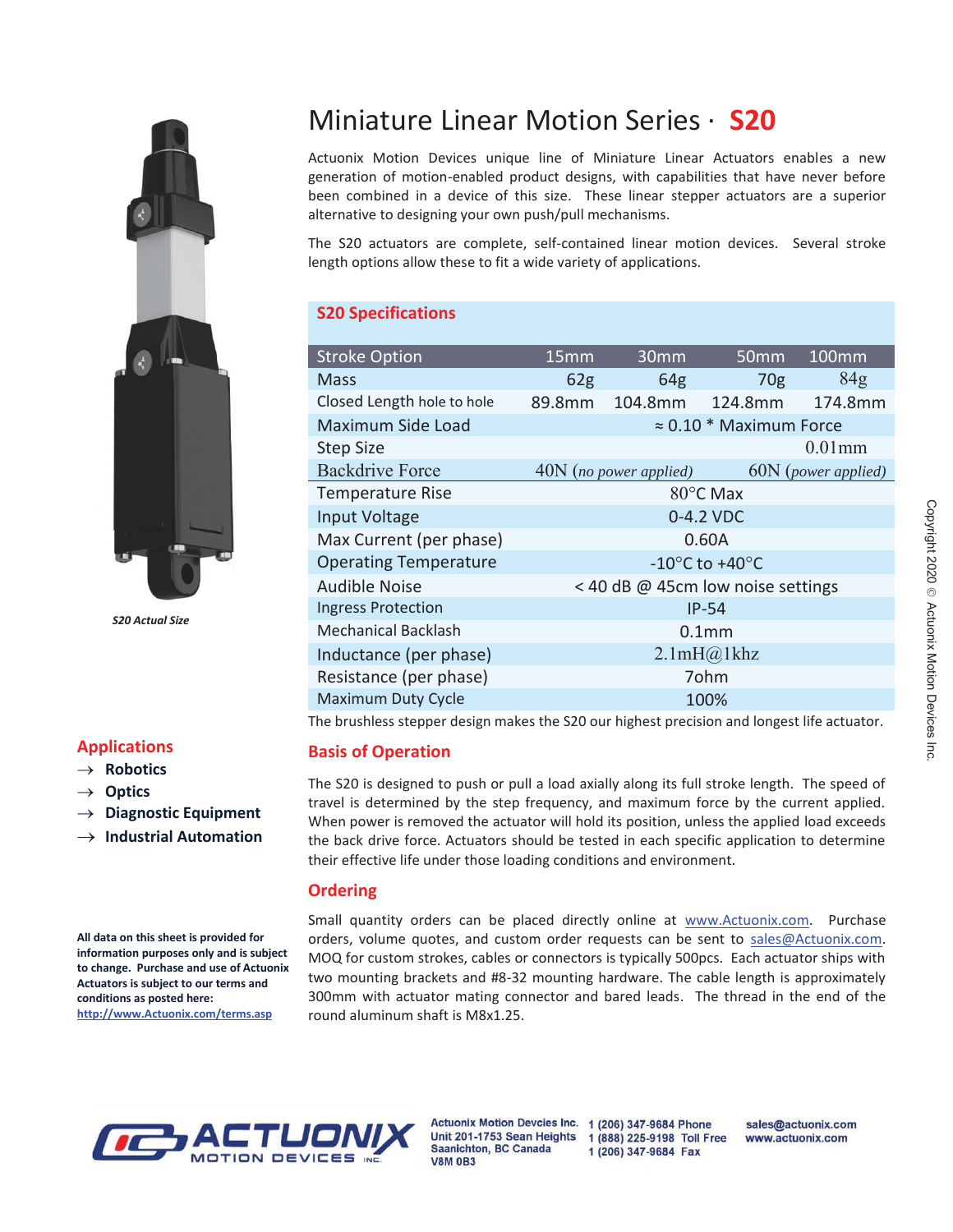# Miniature Linear Motion Series · S20

Actuonix Motion Devices unique line of Miniature Linear Actuators enables a new generation of motion-enabled product designs, with capabilities that have never before been combined in a device of this size. These linear stepper actuators are a superior alternative to designing your own push/pull mechanisms.

The S20 actuators are complete, self-contained linear motion devices. Several stroke length options allow these to fit a wide variety of applications.

*S20 Actual Size*

## S20 Specifications

| Stroke Option | 15mm | 30mm | 50mm | 100mm |
|---|---|---|---|---|
| Mass | 62g | 64g | 70g | 84g |
| Closed Length hole to hole | 89.8mm | 104.8mm | 124.8mm | 174.8mm |
| Maximum Side Load | ≈ 0.10 * Maximum Force | | | |
| Step Size | 0.01mm | | | |
| Backdrive Force | 40N (*no power applied*) | | 60N (*power applied*) | |
| Temperature Rise | 80°C Max | | | |
| Input Voltage | 0-4.2 VDC | | | |
| Max Current (per phase) | 0.60A | | | |
| Operating Temperature | -10°C to +40°C | | | |
| Audible Noise | < 40 dB @ 45cm low noise settings | | | |
| Ingress Protection | IP-54 | | | |
| Mechanical Backlash | 0.1mm | | | |
| Inductance (per phase) | 2.1mH@1khz | | | |
| Resistance (per phase) | 7ohm | | | |
| Maximum Duty Cycle | 100% | | | |

The brushless stepper design makes the S20 our highest precision and longest life actuator.

## Applications

- → **Robotics**
- → **Optics**
- → **Diagnostic Equipment**
- → **Industrial Automation**

## Basis of Operation

The S20 is designed to push or pull a load axially along its full stroke length. The speed of travel is determined by the step frequency, and maximum force by the current applied. When power is removed the actuator will hold its position, unless the applied load exceeds the back drive force. Actuators should be tested in each specific application to determine their effective life under those loading conditions and environment.

## Ordering

Small quantity orders can be placed directly online at [www.Actuonix.com](http://www.Actuonix.com). Purchase orders, volume quotes, and custom order requests can be sent to [sales@Actuonix.com](mailto:sales@Actuonix.com). MOQ for custom strokes, cables or connectors is typically 500pcs. Each actuator ships with two mounting brackets and #8-32 mounting hardware. The cable length is approximately 300mm with actuator mating connector and bared leads. The thread in the end of the round aluminum shaft is M8x1.25.

**All data on this sheet is provided for information purposes only and is subject to change. Purchase and use of Actuonix Actuators is subject to our terms and conditions as posted here:** [http://www.Actuonix.com/terms.asp](http://www.Actuonix.com/terms.asp)

Copyright 2020 © Actuonix Motion Devices Inc.

ACTUONIX MOTION DEVICES INC.

Actuonix Motion Devcies Inc.
Unit 201-1753 Sean Heights
Saanichton, BC Canada
V8M 0B3

1 (206) 347-9684 Phone
1 (888) 225-9198 Toll Free
1 (206) 347-9684 Fax

sales@actuonix.com
www.actuonix.com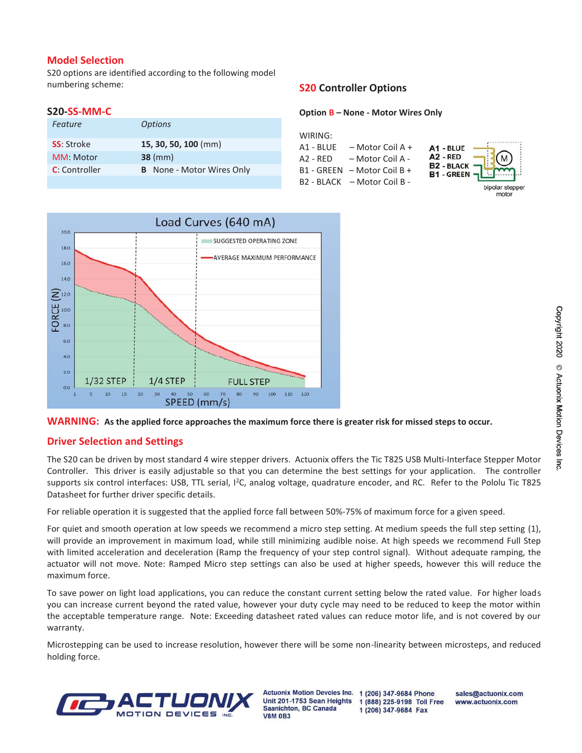## Model Selection

S20 options are identified according to the following model numbering scheme:

### S20-SS-MM-C

| Feature | Options |
|---|---|
| SS: Stroke | **15, 30, 50, 100** (mm) |
| MM: Motor | **38** (mm) |
| C: Controller | **B** None - Motor Wires Only |

## S20 Controller Options

**Option B – None - Motor Wires Only**

WIRING:

A1 - BLUE – Motor Coil A +
A2 - RED – Motor Coil A -
B1 - GREEN – Motor Coil B +
B2 - BLACK – Motor Coil B -

**A1** - BLUE
**A2** - RED
**B2** - BLACK
**B1** - GREEN

bipolar stepper motor

Load Curves (640 mA)

**WARNING: As the applied force approaches the maximum force there is greater risk for missed steps to occur.**

## Driver Selection and Settings

The S20 can be driven by most standard 4 wire stepper drivers. Actuonix offers the Tic T825 USB Multi-Interface Stepper Motor Controller. This driver is easily adjustable so that you can determine the best settings for your application. The controller supports six control interfaces: USB, TTL serial, I²C, analog voltage, quadrature encoder, and RC. Refer to the Pololu Tic T825 Datasheet for further driver specific details.

For reliable operation it is suggested that the applied force fall between 50%-75% of maximum force for a given speed.

For quiet and smooth operation at low speeds we recommend a micro step setting. At medium speeds the full step setting (1), will provide an improvement in maximum load, while still minimizing audible noise. At high speeds we recommend Full Step with limited acceleration and deceleration (Ramp the frequency of your step control signal). Without adequate ramping, the actuator will not move. Note: Ramped Micro step settings can also be used at higher speeds, however this will reduce the maximum force.

To save power on light load applications, you can reduce the constant current setting below the rated value. For higher loads you can increase current beyond the rated value, however your duty cycle may need to be reduced to keep the motor within the acceptable temperature range. Note: Exceeding datasheet rated values can reduce motor life, and is not covered by our warranty.

Microstepping can be used to increase resolution, however there will be some non-linearity between microsteps, and reduced holding force.

Copyright 2020 © Actuonix Motion Devices Inc.

ACTUONIX MOTION DEVICES INC.

Actuonix Motion Devcies Inc.
Unit 201-1753 Sean Heights
Saanichton, BC Canada
V8M 0B3

1 (206) 347-9684 Phone
1 (888) 225-9198 Toll Free
1 (206) 347-9684 Fax

sales@actuonix.com
www.actuonix.com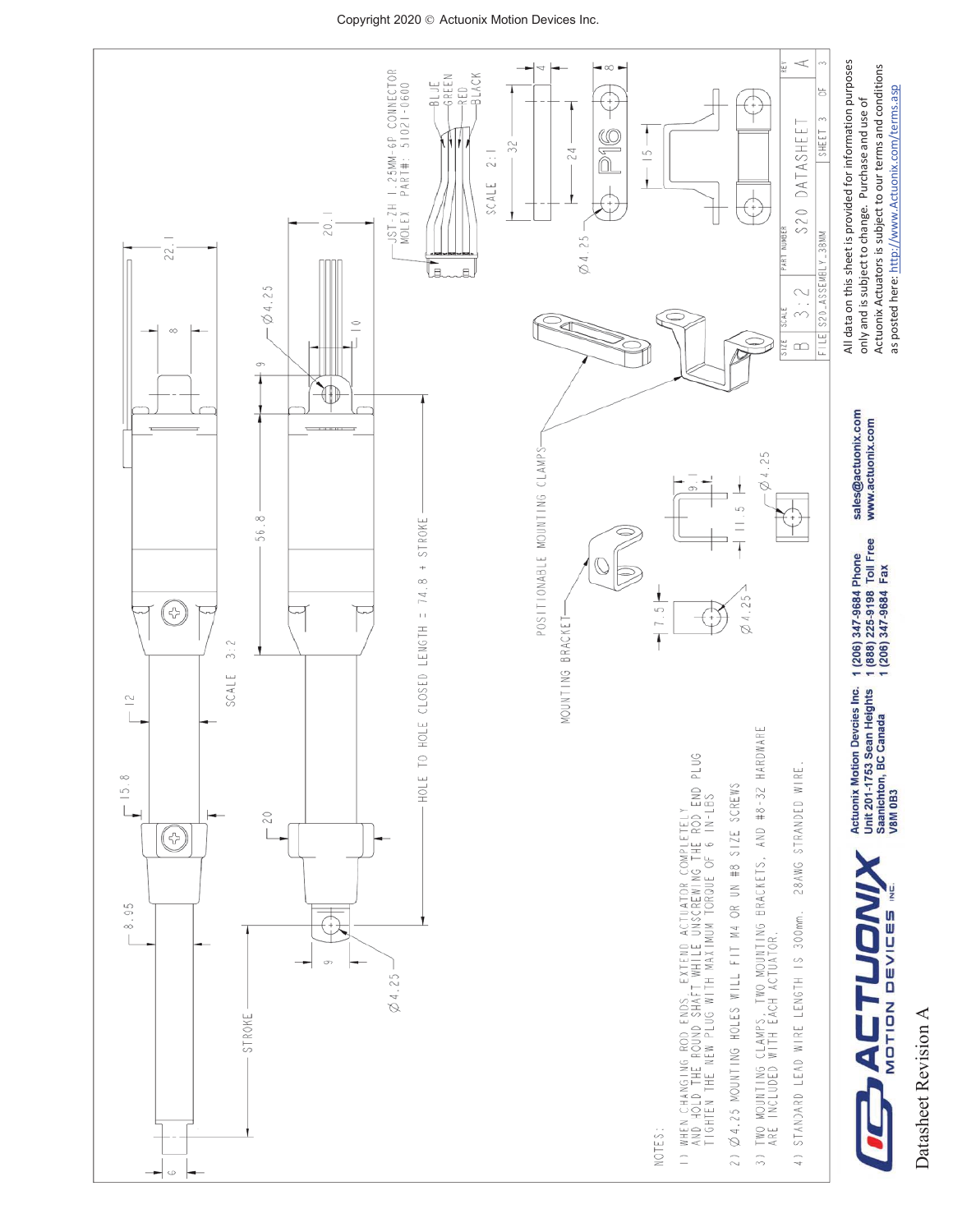Copyright 2020 © Actuonix Motion Devices Inc.

STROKE

HOLE TO HOLE CLOSED LENGTH = 74.8 + STROKE

SCALE 3:2

JST-ZH 1.25MM-6P CONNECTOR
MOLEX PART#: 51021-0600

BLUE
GREEN
RED
BLACK

SCALE 2:1

POSITIONABLE MOUNTING CLAMPS

MOUNTING BRACKET

P16

Ø4.25

NOTES:

1) WHEN CHANGING ROD ENDS, EXTEND ACTUATOR COMPLETELY AND HOLD THE ROUND SHAFT WHILE UNSCREWING THE ROD END PLUG. TIGHTEN THE NEW PLUG WITH MAXIMUM TORQUE OF 6 IN-LBS
2) Ø4.25 MOUNTING HOLES WILL FIT M4 OR UN #8 SIZE SCREWS
3) TWO MOUNTING CLAMPS, TWO MOUNTING BRACKETS, AND #8-32 HARDWARE ARE INCLUDED WITH EACH ACTUATOR.
4) STANDARD LEAD WIRE LENGTH IS 300mm. 28AWG STRANDED WIRE.

| SIZE | SCALE | PART NUMBER | | REV |
|---|---|---|---|---|
| B | 3:2 | S20 DATASHEET | | A |
| FILE | S20_ASSEMBLY_38MM | | SHEET 3 OF 3 | |

**ACTUONIX** MOTION DEVICES INC.

**Actuonix Motion Devices Inc.**
**Unit 201-1753 Sean Heights**
**Saanichton, BC Canada**
**V8M 0B3**

**1 (206) 347-9684 Phone**
**1 (888) 225-9198 Toll Free**
**1 (206) 347-9684 Fax**

**sales@actuonix.com**
**www.actuonix.com**

All data on this sheet is provided for information purposes only and is subject to change. Purchase and use of Actuonix Actuators is subject to our terms and conditions as posted here: http://www.Actuonix.com/terms.asp

Datasheet Revision A